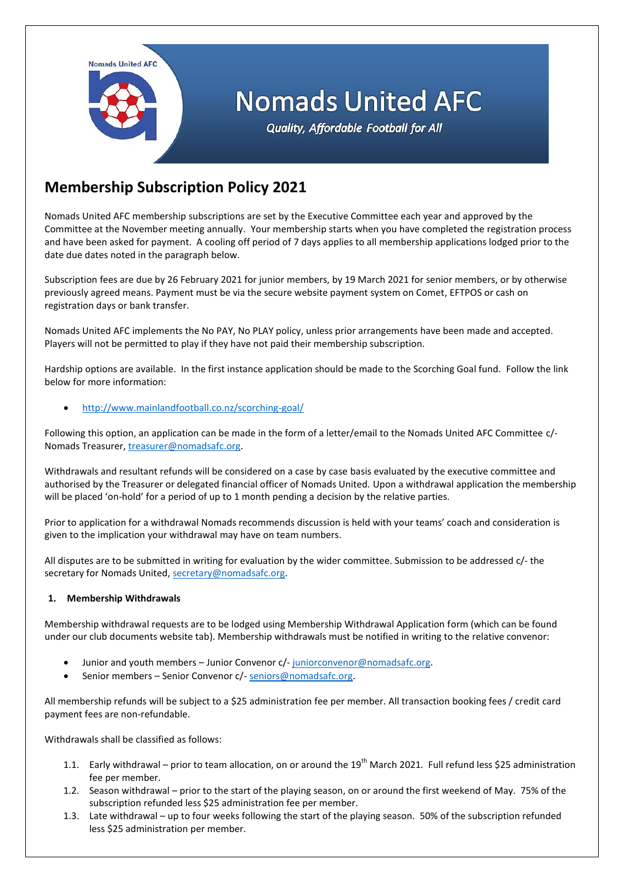# Nomads United AFC

*Quality, Affordable Football for All*

## Membership Subscription Policy 2021

Nomads United AFC membership subscriptions are set by the Executive Committee each year and approved by the Committee at the November meeting annually. Your membership starts when you have completed the registration process and have been asked for payment. A cooling off period of 7 days applies to all membership applications lodged prior to the date due dates noted in the paragraph below.

Subscription fees are due by 26 February 2021 for junior members, by 19 March 2021 for senior members, or by otherwise previously agreed means. Payment must be via the secure website payment system on Comet, EFTPOS or cash on registration days or bank transfer.

Nomads United AFC implements the No PAY, No PLAY policy, unless prior arrangements have been made and accepted. Players will not be permitted to play if they have not paid their membership subscription.

Hardship options are available. In the first instance application should be made to the Scorching Goal fund. Follow the link below for more information:

- http://www.mainlandfootball.co.nz/scorching-goal/

Following this option, an application can be made in the form of a letter/email to the Nomads United AFC Committee c/- Nomads Treasurer, treasurer@nomadsafc.org.

Withdrawals and resultant refunds will be considered on a case by case basis evaluated by the executive committee and authorised by the Treasurer or delegated financial officer of Nomads United. Upon a withdrawal application the membership will be placed 'on-hold' for a period of up to 1 month pending a decision by the relative parties.

Prior to application for a withdrawal Nomads recommends discussion is held with your teams' coach and consideration is given to the implication your withdrawal may have on team numbers.

All disputes are to be submitted in writing for evaluation by the wider committee. Submission to be addressed c/- the secretary for Nomads United, secretary@nomadsafc.org.

### 1. Membership Withdrawals

Membership withdrawal requests are to be lodged using Membership Withdrawal Application form (which can be found under our club documents website tab). Membership withdrawals must be notified in writing to the relative convenor:

- Junior and youth members – Junior Convenor c/- juniorconvenor@nomadsafc.org.
- Senior members – Senior Convenor c/- seniors@nomadsafc.org.

All membership refunds will be subject to a $25 administration fee per member. All transaction booking fees / credit card payment fees are non-refundable.

Withdrawals shall be classified as follows:

1.1. Early withdrawal – prior to team allocation, on or around the 19th March 2021. Full refund less $25 administration fee per member.

1.2. Season withdrawal – prior to the start of the playing season, on or around the first weekend of May. 75% of the subscription refunded less $25 administration fee per member.

1.3. Late withdrawal – up to four weeks following the start of the playing season. 50% of the subscription refunded less $25 administration per member.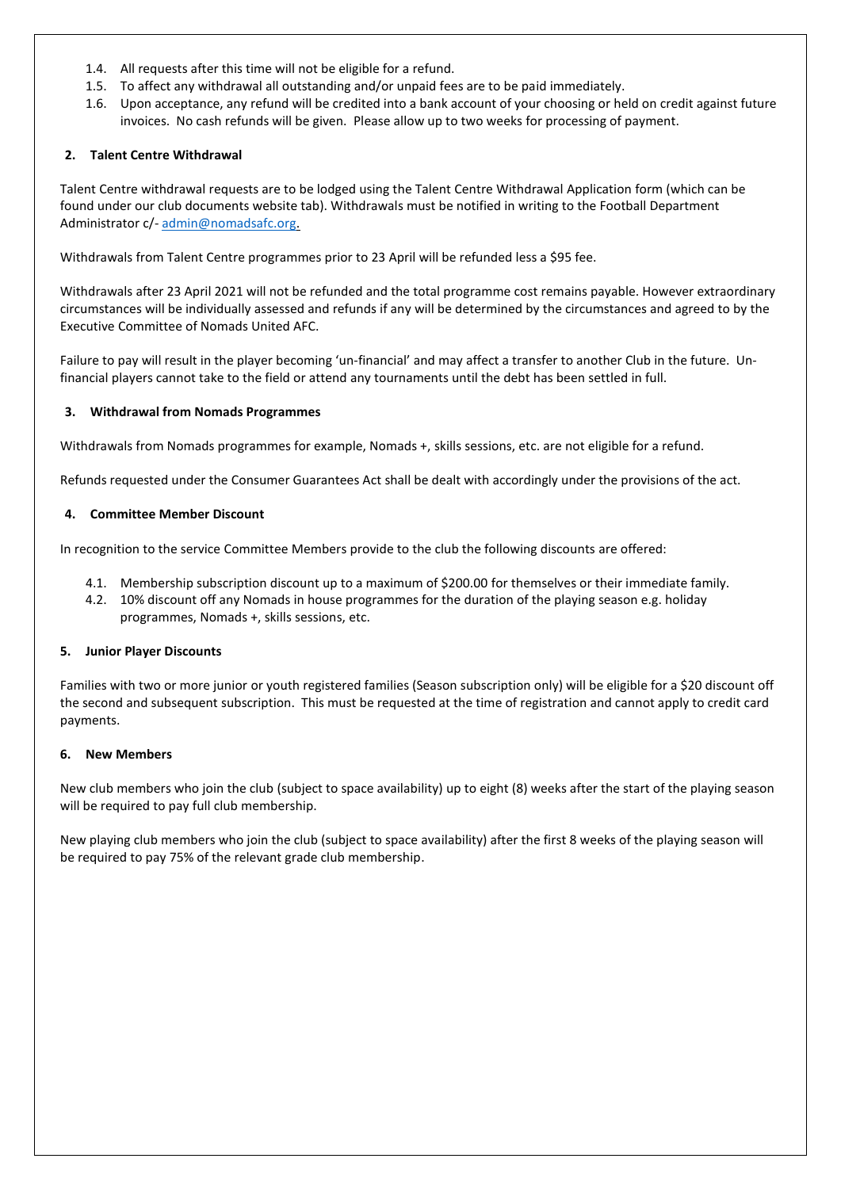1.4. All requests after this time will not be eligible for a refund.
1.5. To affect any withdrawal all outstanding and/or unpaid fees are to be paid immediately.
1.6. Upon acceptance, any refund will be credited into a bank account of your choosing or held on credit against future invoices. No cash refunds will be given. Please allow up to two weeks for processing of payment.

## 2. Talent Centre Withdrawal

Talent Centre withdrawal requests are to be lodged using the Talent Centre Withdrawal Application form (which can be found under our club documents website tab). Withdrawals must be notified in writing to the Football Department Administrator c/- admin@nomadsafc.org.

Withdrawals from Talent Centre programmes prior to 23 April will be refunded less a $95 fee.

Withdrawals after 23 April 2021 will not be refunded and the total programme cost remains payable. However extraordinary circumstances will be individually assessed and refunds if any will be determined by the circumstances and agreed to by the Executive Committee of Nomads United AFC.

Failure to pay will result in the player becoming 'un-financial' and may affect a transfer to another Club in the future. Un-financial players cannot take to the field or attend any tournaments until the debt has been settled in full.

## 3. Withdrawal from Nomads Programmes

Withdrawals from Nomads programmes for example, Nomads +, skills sessions, etc. are not eligible for a refund.

Refunds requested under the Consumer Guarantees Act shall be dealt with accordingly under the provisions of the act.

## 4. Committee Member Discount

In recognition to the service Committee Members provide to the club the following discounts are offered:

4.1. Membership subscription discount up to a maximum of $200.00 for themselves or their immediate family.
4.2. 10% discount off any Nomads in house programmes for the duration of the playing season e.g. holiday programmes, Nomads +, skills sessions, etc.

## 5. Junior Player Discounts

Families with two or more junior or youth registered families (Season subscription only) will be eligible for a $20 discount off the second and subsequent subscription. This must be requested at the time of registration and cannot apply to credit card payments.

## 6. New Members

New club members who join the club (subject to space availability) up to eight (8) weeks after the start of the playing season will be required to pay full club membership.

New playing club members who join the club (subject to space availability) after the first 8 weeks of the playing season will be required to pay 75% of the relevant grade club membership.